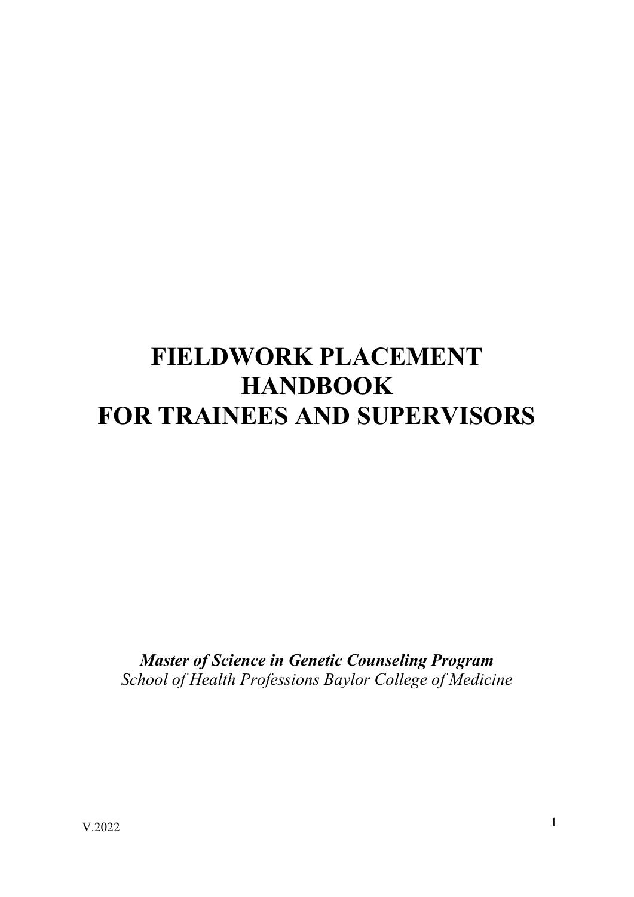# FIELDWORK PLACEMENT HANDBOOK FOR TRAINEES AND SUPERVISORS

***Master of Science in Genetic Counseling Program***

*School of Health Professions Baylor College of Medicine*

V.2022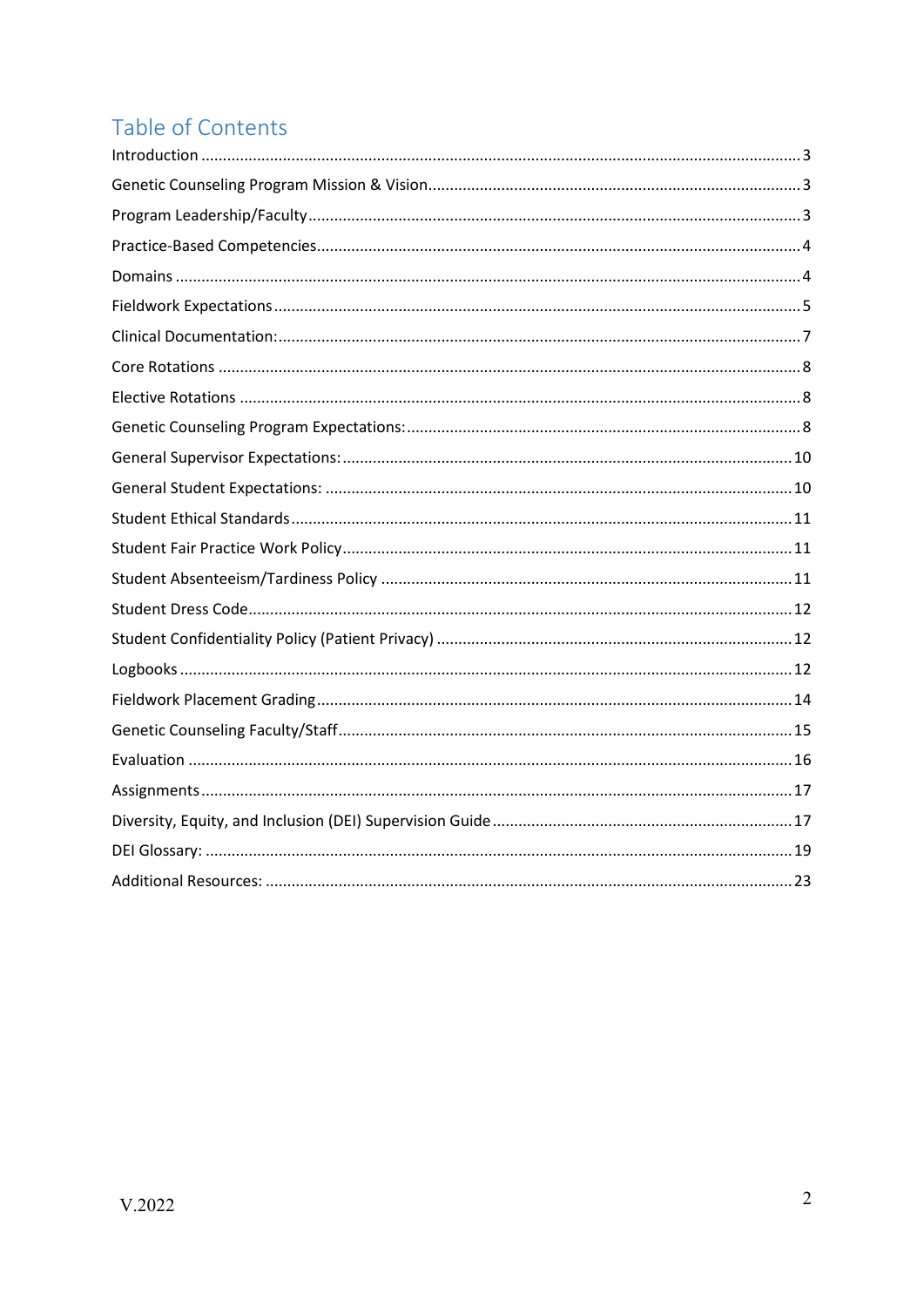# Table of Contents

Introduction ........................................................................................................ 3
Genetic Counseling Program Mission & Vision ........................................................ 3
Program Leadership/Faculty ................................................................................. 3
Practice-Based Competencies ............................................................................... 4
Domains .............................................................................................................. 4
Fieldwork Expectations ........................................................................................ 5
Clinical Documentation: ....................................................................................... 7
Core Rotations ..................................................................................................... 8
Elective Rotations ................................................................................................ 8
Genetic Counseling Program Expectations: ............................................................ 8
General Supervisor Expectations: ........................................................................ 10
General Student Expectations: ............................................................................ 10
Student Ethical Standards ................................................................................... 11
Student Fair Practice Work Policy ........................................................................ 11
Student Absenteeism/Tardiness Policy ................................................................. 11
Student Dress Code ............................................................................................ 12
Student Confidentiality Policy (Patient Privacy) .................................................... 12
Logbooks ........................................................................................................... 12
Fieldwork Placement Grading .............................................................................. 14
Genetic Counseling Faculty/Staff ......................................................................... 15
Evaluation .......................................................................................................... 16
Assignments ....................................................................................................... 17
Diversity, Equity, and Inclusion (DEI) Supervision Guide ...................................... 17
DEI Glossary: ..................................................................................................... 19
Additional Resources: ......................................................................................... 23

V.2022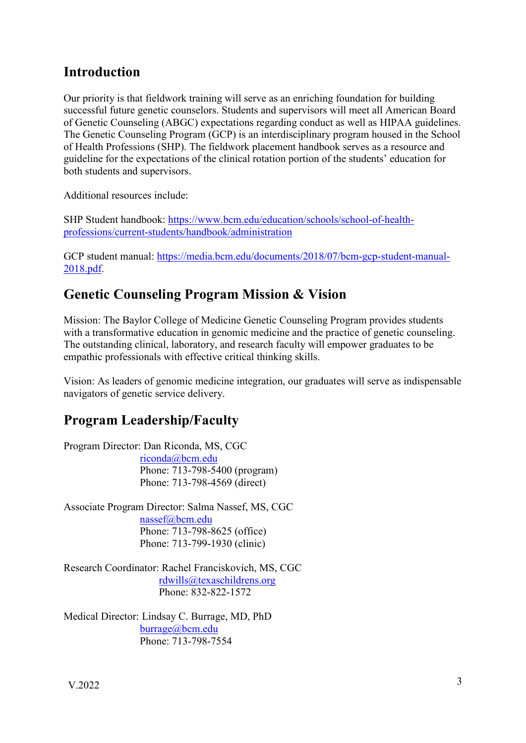## Introduction

Our priority is that fieldwork training will serve as an enriching foundation for building successful future genetic counselors. Students and supervisors will meet all American Board of Genetic Counseling (ABGC) expectations regarding conduct as well as HIPAA guidelines. The Genetic Counseling Program (GCP) is an interdisciplinary program housed in the School of Health Professions (SHP). The fieldwork placement handbook serves as a resource and guideline for the expectations of the clinical rotation portion of the students' education for both students and supervisors.

Additional resources include:

SHP Student handbook: https://www.bcm.edu/education/schools/school-of-health-professions/current-students/handbook/administration

GCP student manual: https://media.bcm.edu/documents/2018/07/bcm-gcp-student-manual-2018.pdf.

## Genetic Counseling Program Mission & Vision

Mission: The Baylor College of Medicine Genetic Counseling Program provides students with a transformative education in genomic medicine and the practice of genetic counseling. The outstanding clinical, laboratory, and research faculty will empower graduates to be empathic professionals with effective critical thinking skills.

Vision: As leaders of genomic medicine integration, our graduates will serve as indispensable navigators of genetic service delivery.

## Program Leadership/Faculty

Program Director: Dan Riconda, MS, CGC
riconda@bcm.edu
Phone: 713-798-5400 (program)
Phone: 713-798-4569 (direct)

Associate Program Director: Salma Nassef, MS, CGC
nassef@bcm.edu
Phone: 713-798-8625 (office)
Phone: 713-799-1930 (clinic)

Research Coordinator: Rachel Franciskovich, MS, CGC
rdwills@texaschildrens.org
Phone: 832-822-1572

Medical Director: Lindsay C. Burrage, MD, PhD
burrage@bcm.edu
Phone: 713-798-7554

V.2022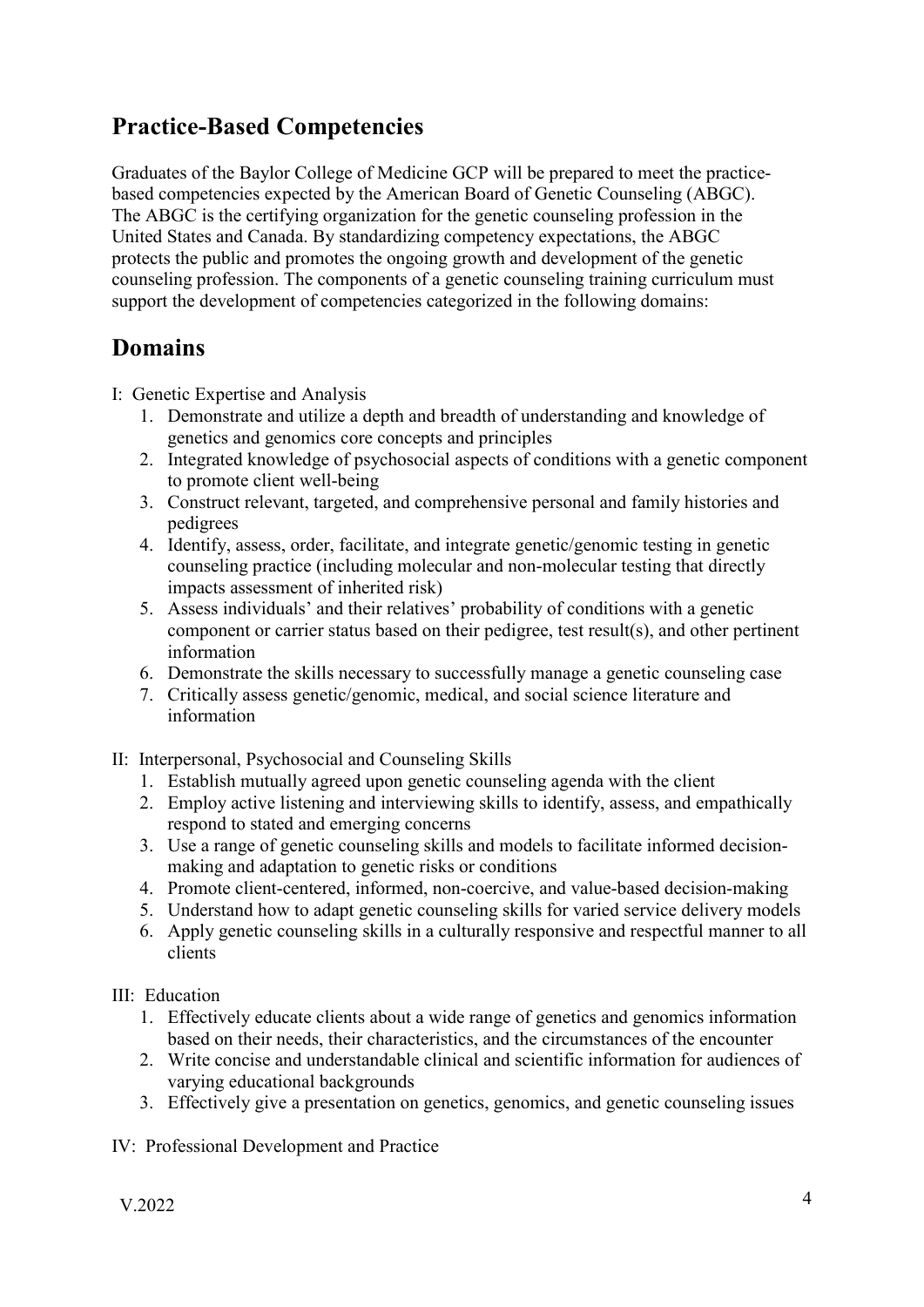## Practice-Based Competencies

Graduates of the Baylor College of Medicine GCP will be prepared to meet the practice-based competencies expected by the American Board of Genetic Counseling (ABGC). The ABGC is the certifying organization for the genetic counseling profession in the United States and Canada. By standardizing competency expectations, the ABGC protects the public and promotes the ongoing growth and development of the genetic counseling profession. The components of a genetic counseling training curriculum must support the development of competencies categorized in the following domains:

## Domains

I: Genetic Expertise and Analysis

1. Demonstrate and utilize a depth and breadth of understanding and knowledge of genetics and genomics core concepts and principles
2. Integrated knowledge of psychosocial aspects of conditions with a genetic component to promote client well-being
3. Construct relevant, targeted, and comprehensive personal and family histories and pedigrees
4. Identify, assess, order, facilitate, and integrate genetic/genomic testing in genetic counseling practice (including molecular and non-molecular testing that directly impacts assessment of inherited risk)
5. Assess individuals' and their relatives' probability of conditions with a genetic component or carrier status based on their pedigree, test result(s), and other pertinent information
6. Demonstrate the skills necessary to successfully manage a genetic counseling case
7. Critically assess genetic/genomic, medical, and social science literature and information

II: Interpersonal, Psychosocial and Counseling Skills

1. Establish mutually agreed upon genetic counseling agenda with the client
2. Employ active listening and interviewing skills to identify, assess, and empathically respond to stated and emerging concerns
3. Use a range of genetic counseling skills and models to facilitate informed decision-making and adaptation to genetic risks or conditions
4. Promote client-centered, informed, non-coercive, and value-based decision-making
5. Understand how to adapt genetic counseling skills for varied service delivery models
6. Apply genetic counseling skills in a culturally responsive and respectful manner to all clients

III: Education

1. Effectively educate clients about a wide range of genetics and genomics information based on their needs, their characteristics, and the circumstances of the encounter
2. Write concise and understandable clinical and scientific information for audiences of varying educational backgrounds
3. Effectively give a presentation on genetics, genomics, and genetic counseling issues

IV: Professional Development and Practice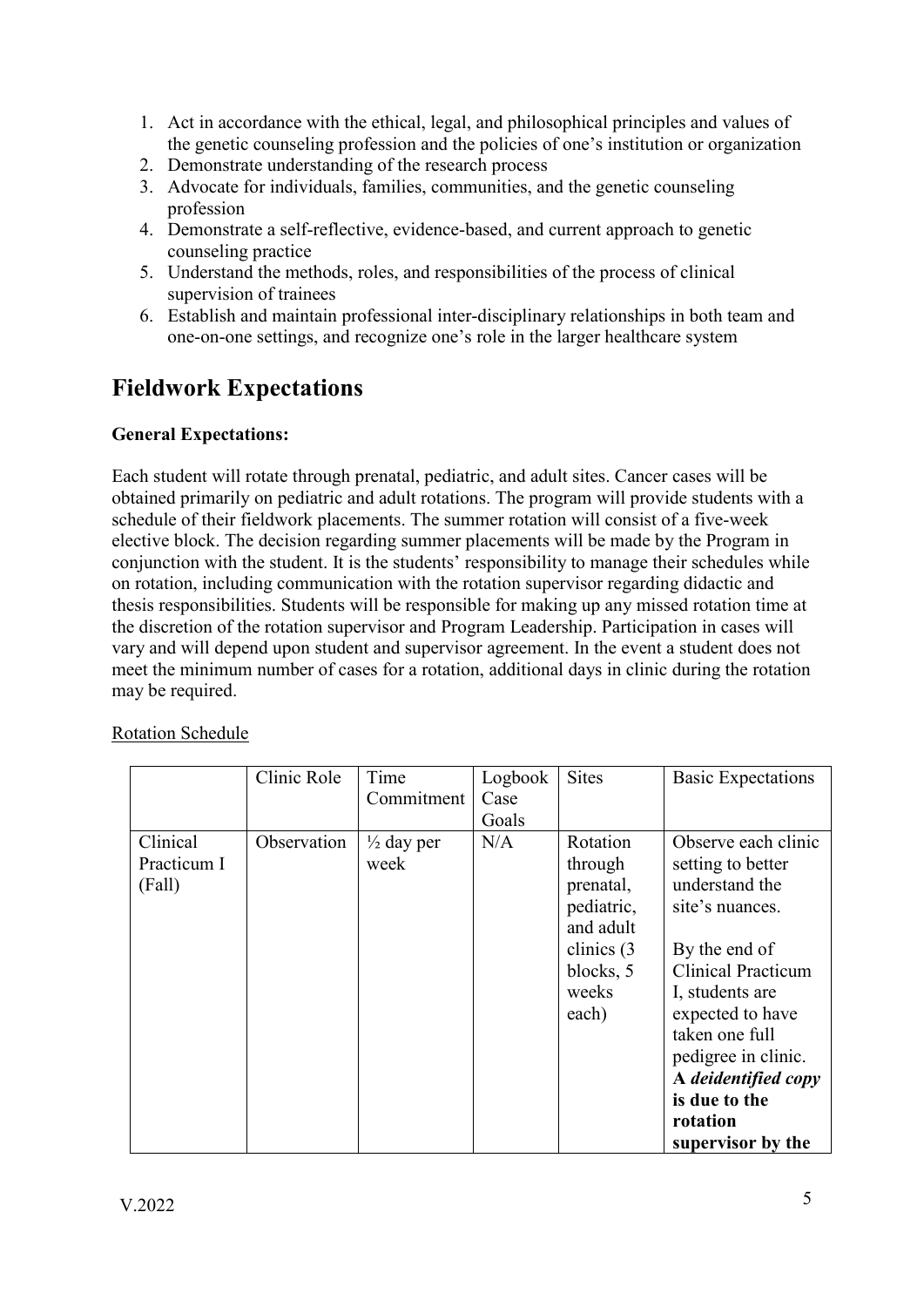1. Act in accordance with the ethical, legal, and philosophical principles and values of the genetic counseling profession and the policies of one's institution or organization
2. Demonstrate understanding of the research process
3. Advocate for individuals, families, communities, and the genetic counseling profession
4. Demonstrate a self-reflective, evidence-based, and current approach to genetic counseling practice
5. Understand the methods, roles, and responsibilities of the process of clinical supervision of trainees
6. Establish and maintain professional inter-disciplinary relationships in both team and one-on-one settings, and recognize one's role in the larger healthcare system

## Fieldwork Expectations

**General Expectations:**

Each student will rotate through prenatal, pediatric, and adult sites. Cancer cases will be obtained primarily on pediatric and adult rotations. The program will provide students with a schedule of their fieldwork placements. The summer rotation will consist of a five-week elective block. The decision regarding summer placements will be made by the Program in conjunction with the student. It is the students' responsibility to manage their schedules while on rotation, including communication with the rotation supervisor regarding didactic and thesis responsibilities. Students will be responsible for making up any missed rotation time at the discretion of the rotation supervisor and Program Leadership. Participation in cases will vary and will depend upon student and supervisor agreement. In the event a student does not meet the minimum number of cases for a rotation, additional days in clinic during the rotation may be required.

Rotation Schedule

| | Clinic Role | Time Commitment | Logbook Case Goals | Sites | Basic Expectations |
|---|---|---|---|---|---|
| Clinical Practicum I (Fall) | Observation | ½ day per week | N/A | Rotation through prenatal, pediatric, and adult clinics (3 blocks, 5 weeks each) | Observe each clinic setting to better understand the site's nuances.<br><br>By the end of Clinical Practicum I, students are expected to have taken one full pedigree in clinic. **A *deidentified copy* is due to the rotation supervisor by the** |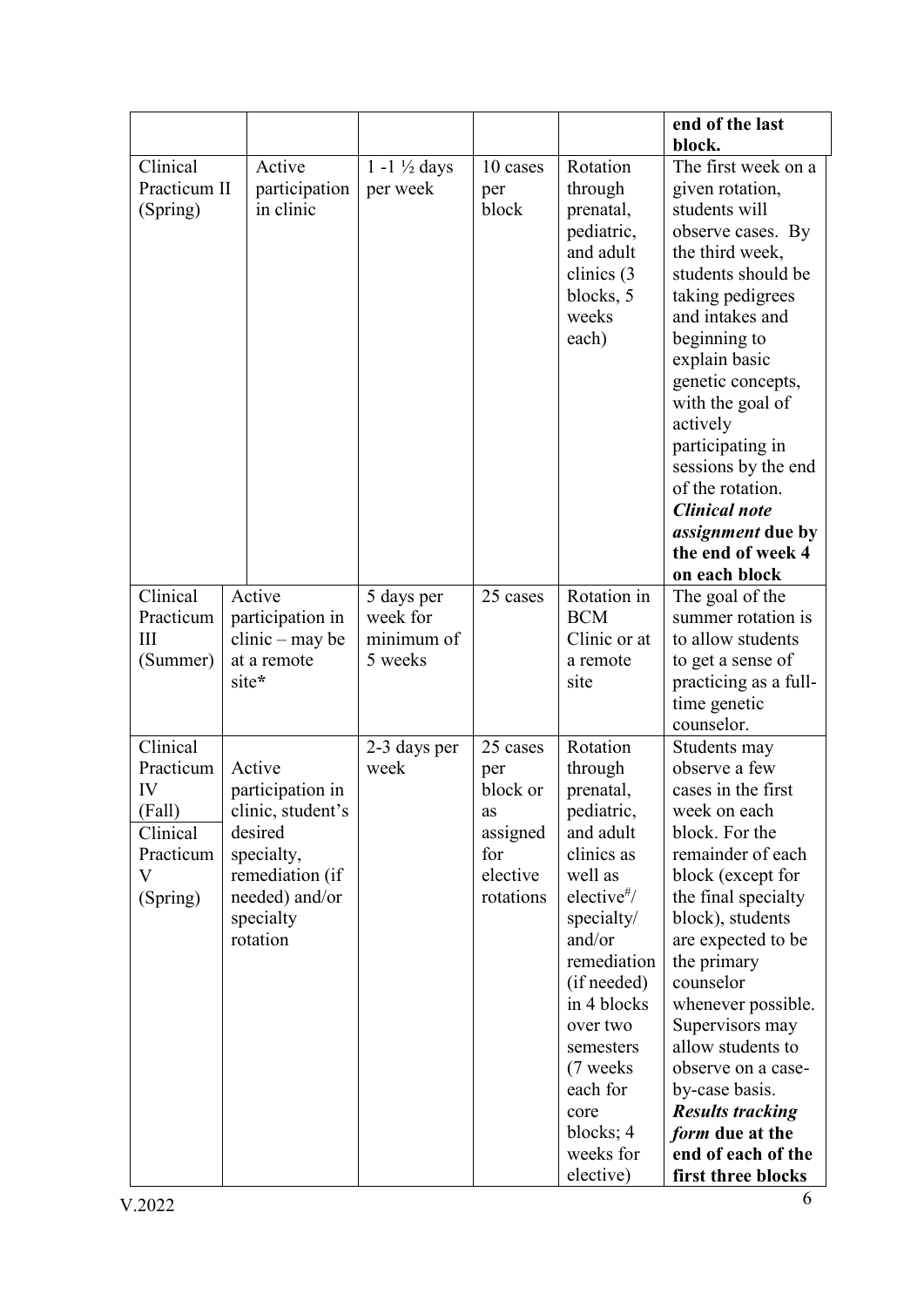| | | | | | |
|---|---|---|---|---|---|
| | | | | | **end of the last block.** |
| Clinical Practicum II (Spring) | Active participation in clinic | 1 -1 ½ days per week | 10 cases per block | Rotation through prenatal, pediatric, and adult clinics (3 blocks, 5 weeks each) | The first week on a given rotation, students will observe cases. By the third week, students should be taking pedigrees and intakes and beginning to explain basic genetic concepts, with the goal of actively participating in sessions by the end of the rotation. ***Clinical note assignment* due by the end of week 4 on each block** |
| Clinical Practicum III (Summer) | Active participation in clinic – may be at a remote site* | 5 days per week for minimum of 5 weeks | 25 cases | Rotation in BCM Clinic or at a remote site | The goal of the summer rotation is to allow students to get a sense of practicing as a full-time genetic counselor. |
| Clinical Practicum IV (Fall) Clinical Practicum V (Spring) | Active participation in clinic, student's desired specialty, remediation (if needed) and/or specialty rotation | 2-3 days per week | 25 cases per block or as assigned for elective rotations | Rotation through prenatal, pediatric, and adult clinics as well as elective[#]/ specialty/ and/or remediation (if needed) in 4 blocks over two semesters (7 weeks each for core blocks; 4 weeks for elective) | Students may observe a few cases in the first week on each block. For the remainder of each block (except for the final specialty block), students are expected to be the primary counselor whenever possible. Supervisors may allow students to observe on a case-by-case basis. ***Results tracking form* due at the end of each of the first three blocks** |

V.2022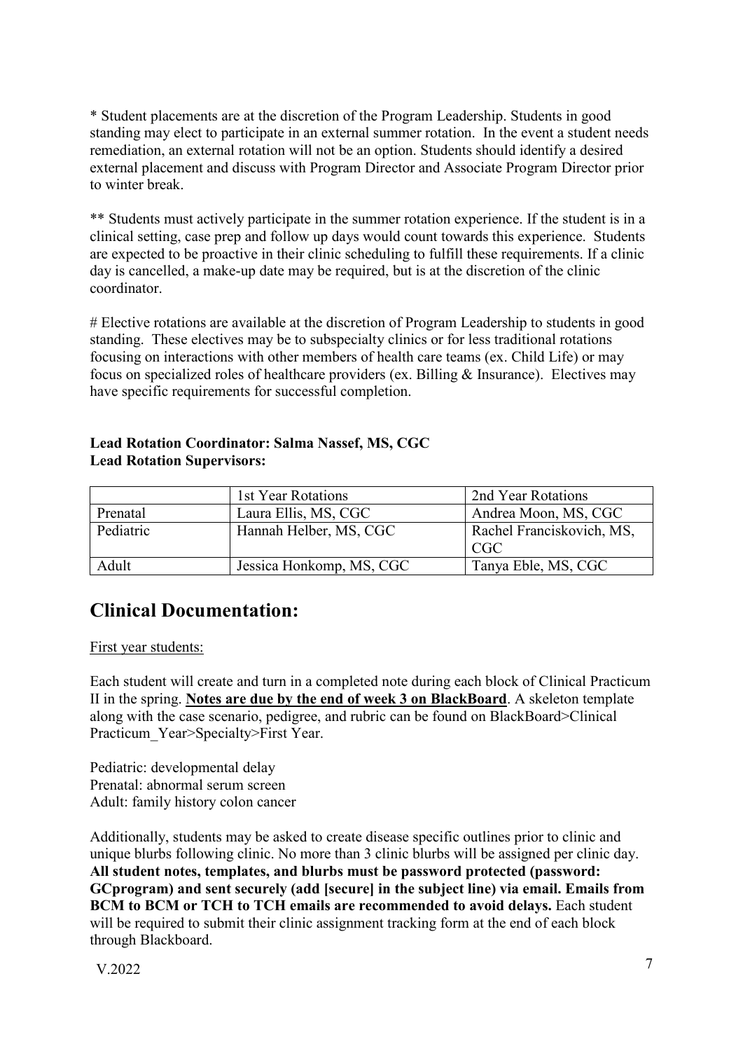* Student placements are at the discretion of the Program Leadership. Students in good standing may elect to participate in an external summer rotation. In the event a student needs remediation, an external rotation will not be an option. Students should identify a desired external placement and discuss with Program Director and Associate Program Director prior to winter break.

** Students must actively participate in the summer rotation experience. If the student is in a clinical setting, case prep and follow up days would count towards this experience. Students are expected to be proactive in their clinic scheduling to fulfill these requirements. If a clinic day is cancelled, a make-up date may be required, but is at the discretion of the clinic coordinator.

# Elective rotations are available at the discretion of Program Leadership to students in good standing. These electives may be to subspecialty clinics or for less traditional rotations focusing on interactions with other members of health care teams (ex. Child Life) or may focus on specialized roles of healthcare providers (ex. Billing & Insurance). Electives may have specific requirements for successful completion.

**Lead Rotation Coordinator: Salma Nassef, MS, CGC**
**Lead Rotation Supervisors:**

| | 1st Year Rotations | 2nd Year Rotations |
|---|---|---|
| Prenatal | Laura Ellis, MS, CGC | Andrea Moon, MS, CGC |
| Pediatric | Hannah Helber, MS, CGC | Rachel Franciskovich, MS, CGC |
| Adult | Jessica Honkomp, MS, CGC | Tanya Eble, MS, CGC |

## Clinical Documentation:

First year students:

Each student will create and turn in a completed note during each block of Clinical Practicum II in the spring. **Notes are due by the end of week 3 on BlackBoard**. A skeleton template along with the case scenario, pedigree, and rubric can be found on BlackBoard>Clinical Practicum_Year>Specialty>First Year.

Pediatric: developmental delay
Prenatal: abnormal serum screen
Adult: family history colon cancer

Additionally, students may be asked to create disease specific outlines prior to clinic and unique blurbs following clinic. No more than 3 clinic blurbs will be assigned per clinic day. **All student notes, templates, and blurbs must be password protected (password: GCprogram) and sent securely (add [secure] in the subject line) via email. Emails from BCM to BCM or TCH to TCH emails are recommended to avoid delays.** Each student will be required to submit their clinic assignment tracking form at the end of each block through Blackboard.

V.2022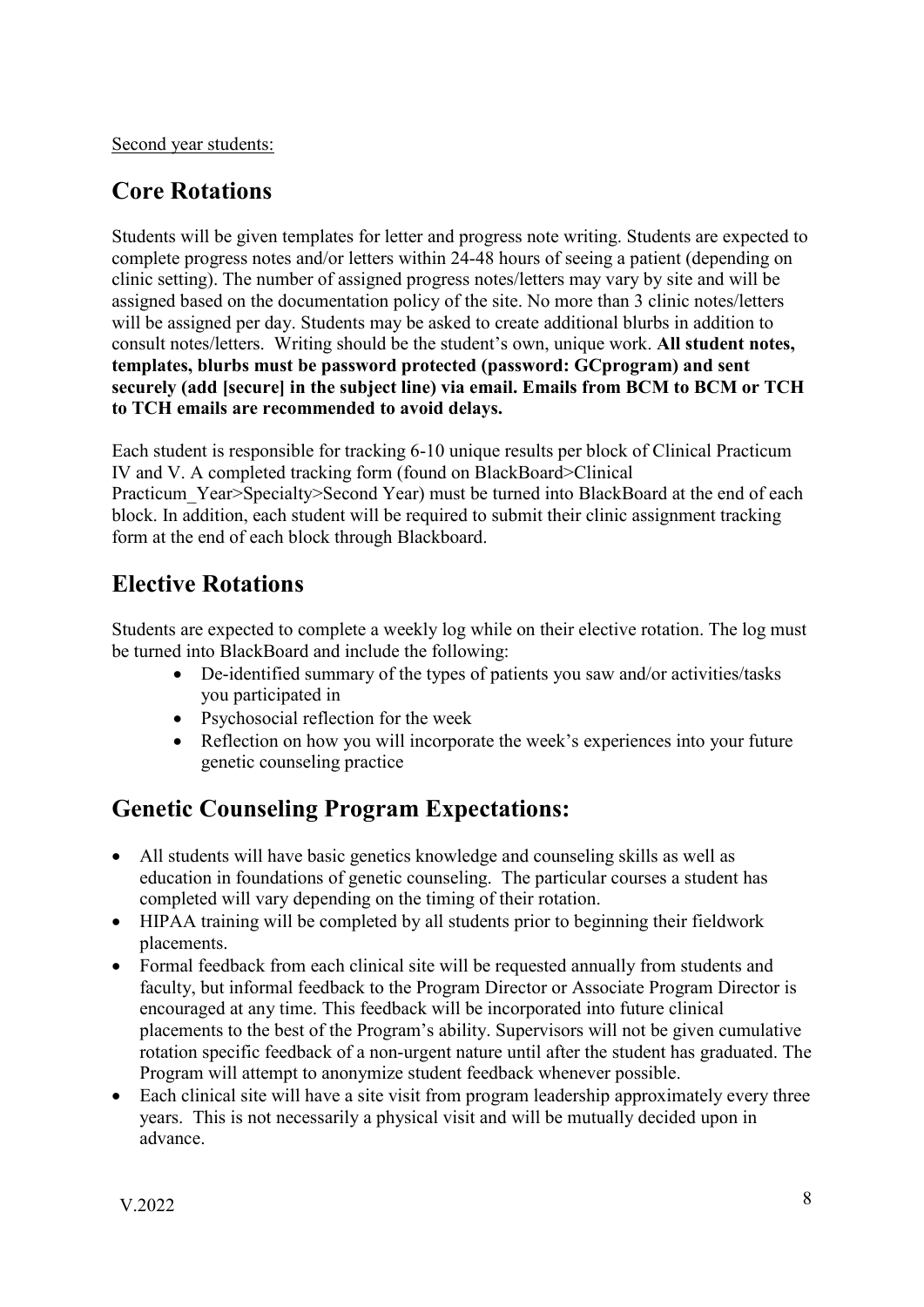Second year students:

## Core Rotations

Students will be given templates for letter and progress note writing. Students are expected to complete progress notes and/or letters within 24-48 hours of seeing a patient (depending on clinic setting). The number of assigned progress notes/letters may vary by site and will be assigned based on the documentation policy of the site. No more than 3 clinic notes/letters will be assigned per day. Students may be asked to create additional blurbs in addition to consult notes/letters. Writing should be the student's own, unique work. **All student notes, templates, blurbs must be password protected (password: GCprogram) and sent securely (add [secure] in the subject line) via email. Emails from BCM to BCM or TCH to TCH emails are recommended to avoid delays.**

Each student is responsible for tracking 6-10 unique results per block of Clinical Practicum IV and V. A completed tracking form (found on BlackBoard>Clinical Practicum_Year>Specialty>Second Year) must be turned into BlackBoard at the end of each block. In addition, each student will be required to submit their clinic assignment tracking form at the end of each block through Blackboard.

## Elective Rotations

Students are expected to complete a weekly log while on their elective rotation. The log must be turned into BlackBoard and include the following:

- De-identified summary of the types of patients you saw and/or activities/tasks you participated in
- Psychosocial reflection for the week
- Reflection on how you will incorporate the week's experiences into your future genetic counseling practice

## Genetic Counseling Program Expectations:

- All students will have basic genetics knowledge and counseling skills as well as education in foundations of genetic counseling. The particular courses a student has completed will vary depending on the timing of their rotation.
- HIPAA training will be completed by all students prior to beginning their fieldwork placements.
- Formal feedback from each clinical site will be requested annually from students and faculty, but informal feedback to the Program Director or Associate Program Director is encouraged at any time. This feedback will be incorporated into future clinical placements to the best of the Program's ability. Supervisors will not be given cumulative rotation specific feedback of a non-urgent nature until after the student has graduated. The Program will attempt to anonymize student feedback whenever possible.
- Each clinical site will have a site visit from program leadership approximately every three years. This is not necessarily a physical visit and will be mutually decided upon in advance.

V.2022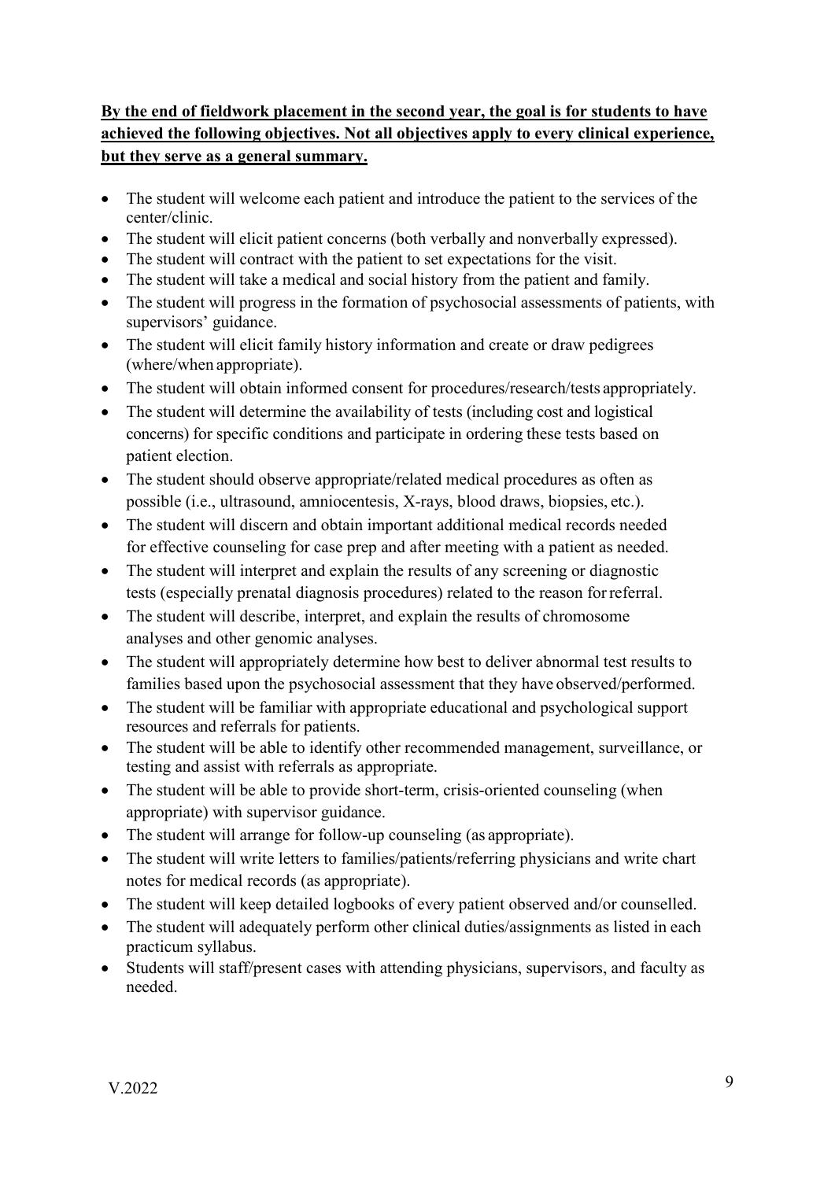**By the end of fieldwork placement in the second year, the goal is for students to have achieved the following objectives. Not all objectives apply to every clinical experience, but they serve as a general summary.**

- The student will welcome each patient and introduce the patient to the services of the center/clinic.
- The student will elicit patient concerns (both verbally and nonverbally expressed).
- The student will contract with the patient to set expectations for the visit.
- The student will take a medical and social history from the patient and family.
- The student will progress in the formation of psychosocial assessments of patients, with supervisors' guidance.
- The student will elicit family history information and create or draw pedigrees (where/when appropriate).
- The student will obtain informed consent for procedures/research/tests appropriately.
- The student will determine the availability of tests (including cost and logistical concerns) for specific conditions and participate in ordering these tests based on patient election.
- The student should observe appropriate/related medical procedures as often as possible (i.e., ultrasound, amniocentesis, X-rays, blood draws, biopsies, etc.).
- The student will discern and obtain important additional medical records needed for effective counseling for case prep and after meeting with a patient as needed.
- The student will interpret and explain the results of any screening or diagnostic tests (especially prenatal diagnosis procedures) related to the reason for referral.
- The student will describe, interpret, and explain the results of chromosome analyses and other genomic analyses.
- The student will appropriately determine how best to deliver abnormal test results to families based upon the psychosocial assessment that they have observed/performed.
- The student will be familiar with appropriate educational and psychological support resources and referrals for patients.
- The student will be able to identify other recommended management, surveillance, or testing and assist with referrals as appropriate.
- The student will be able to provide short-term, crisis-oriented counseling (when appropriate) with supervisor guidance.
- The student will arrange for follow-up counseling (as appropriate).
- The student will write letters to families/patients/referring physicians and write chart notes for medical records (as appropriate).
- The student will keep detailed logbooks of every patient observed and/or counselled.
- The student will adequately perform other clinical duties/assignments as listed in each practicum syllabus.
- Students will staff/present cases with attending physicians, supervisors, and faculty as needed.

V.2022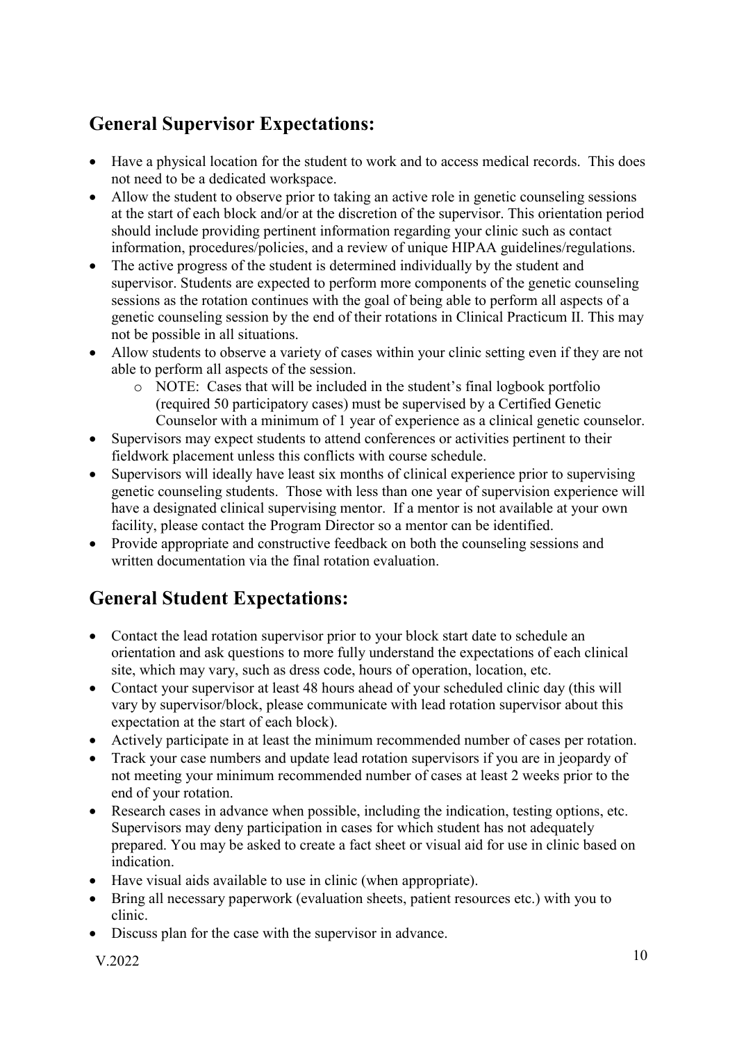## General Supervisor Expectations:

- Have a physical location for the student to work and to access medical records. This does not need to be a dedicated workspace.
- Allow the student to observe prior to taking an active role in genetic counseling sessions at the start of each block and/or at the discretion of the supervisor. This orientation period should include providing pertinent information regarding your clinic such as contact information, procedures/policies, and a review of unique HIPAA guidelines/regulations.
- The active progress of the student is determined individually by the student and supervisor. Students are expected to perform more components of the genetic counseling sessions as the rotation continues with the goal of being able to perform all aspects of a genetic counseling session by the end of their rotations in Clinical Practicum II. This may not be possible in all situations.
- Allow students to observe a variety of cases within your clinic setting even if they are not able to perform all aspects of the session.
  - NOTE: Cases that will be included in the student's final logbook portfolio (required 50 participatory cases) must be supervised by a Certified Genetic Counselor with a minimum of 1 year of experience as a clinical genetic counselor.
- Supervisors may expect students to attend conferences or activities pertinent to their fieldwork placement unless this conflicts with course schedule.
- Supervisors will ideally have least six months of clinical experience prior to supervising genetic counseling students. Those with less than one year of supervision experience will have a designated clinical supervising mentor. If a mentor is not available at your own facility, please contact the Program Director so a mentor can be identified.
- Provide appropriate and constructive feedback on both the counseling sessions and written documentation via the final rotation evaluation.

## General Student Expectations:

- Contact the lead rotation supervisor prior to your block start date to schedule an orientation and ask questions to more fully understand the expectations of each clinical site, which may vary, such as dress code, hours of operation, location, etc.
- Contact your supervisor at least 48 hours ahead of your scheduled clinic day (this will vary by supervisor/block, please communicate with lead rotation supervisor about this expectation at the start of each block).
- Actively participate in at least the minimum recommended number of cases per rotation.
- Track your case numbers and update lead rotation supervisors if you are in jeopardy of not meeting your minimum recommended number of cases at least 2 weeks prior to the end of your rotation.
- Research cases in advance when possible, including the indication, testing options, etc. Supervisors may deny participation in cases for which student has not adequately prepared. You may be asked to create a fact sheet or visual aid for use in clinic based on indication.
- Have visual aids available to use in clinic (when appropriate).
- Bring all necessary paperwork (evaluation sheets, patient resources etc.) with you to clinic.
- Discuss plan for the case with the supervisor in advance.

V.2022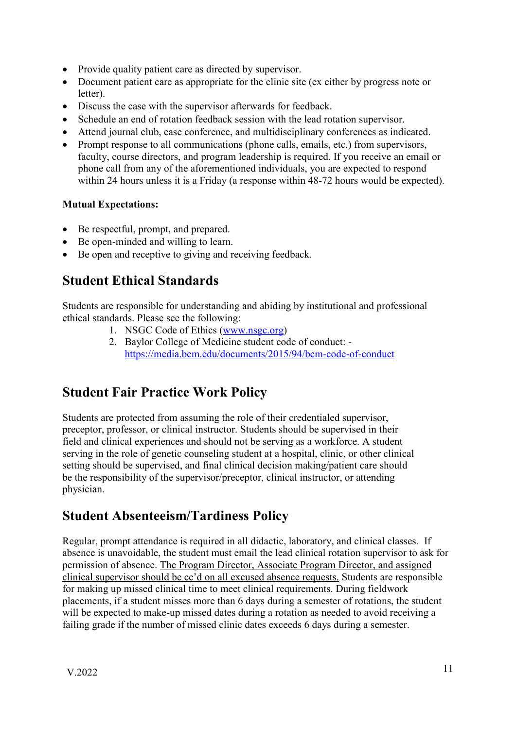- Provide quality patient care as directed by supervisor.
- Document patient care as appropriate for the clinic site (ex either by progress note or letter).
- Discuss the case with the supervisor afterwards for feedback.
- Schedule an end of rotation feedback session with the lead rotation supervisor.
- Attend journal club, case conference, and multidisciplinary conferences as indicated.
- Prompt response to all communications (phone calls, emails, etc.) from supervisors, faculty, course directors, and program leadership is required. If you receive an email or phone call from any of the aforementioned individuals, you are expected to respond within 24 hours unless it is a Friday (a response within 48-72 hours would be expected).

**Mutual Expectations:**

- Be respectful, prompt, and prepared.
- Be open-minded and willing to learn.
- Be open and receptive to giving and receiving feedback.

## Student Ethical Standards

Students are responsible for understanding and abiding by institutional and professional ethical standards. Please see the following:

1. NSGC Code of Ethics ([www.nsgc.org](www.nsgc.org))
2. Baylor College of Medicine student code of conduct: - [https://media.bcm.edu/documents/2015/94/bcm-code-of-conduct](https://media.bcm.edu/documents/2015/94/bcm-code-of-conduct)

## Student Fair Practice Work Policy

Students are protected from assuming the role of their credentialed supervisor, preceptor, professor, or clinical instructor. Students should be supervised in their field and clinical experiences and should not be serving as a workforce. A student serving in the role of genetic counseling student at a hospital, clinic, or other clinical setting should be supervised, and final clinical decision making/patient care should be the responsibility of the supervisor/preceptor, clinical instructor, or attending physician.

## Student Absenteeism/Tardiness Policy

Regular, prompt attendance is required in all didactic, laboratory, and clinical classes. If absence is unavoidable, the student must email the lead clinical rotation supervisor to ask for permission of absence. The Program Director, Associate Program Director, and assigned clinical supervisor should be cc'd on all excused absence requests. Students are responsible for making up missed clinical time to meet clinical requirements. During fieldwork placements, if a student misses more than 6 days during a semester of rotations, the student will be expected to make-up missed dates during a rotation as needed to avoid receiving a failing grade if the number of missed clinic dates exceeds 6 days during a semester.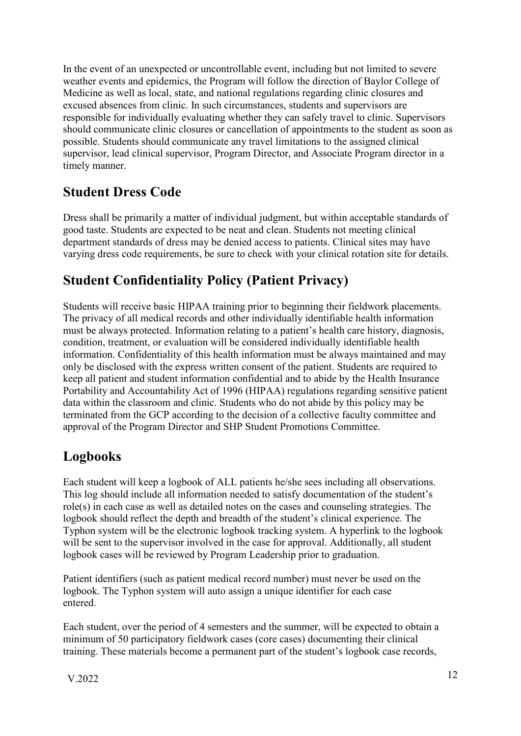In the event of an unexpected or uncontrollable event, including but not limited to severe weather events and epidemics, the Program will follow the direction of Baylor College of Medicine as well as local, state, and national regulations regarding clinic closures and excused absences from clinic. In such circumstances, students and supervisors are responsible for individually evaluating whether they can safely travel to clinic. Supervisors should communicate clinic closures or cancellation of appointments to the student as soon as possible. Students should communicate any travel limitations to the assigned clinical supervisor, lead clinical supervisor, Program Director, and Associate Program director in a timely manner.

## Student Dress Code

Dress shall be primarily a matter of individual judgment, but within acceptable standards of good taste. Students are expected to be neat and clean. Students not meeting clinical department standards of dress may be denied access to patients. Clinical sites may have varying dress code requirements, be sure to check with your clinical rotation site for details.

## Student Confidentiality Policy (Patient Privacy)

Students will receive basic HIPAA training prior to beginning their fieldwork placements. The privacy of all medical records and other individually identifiable health information must be always protected. Information relating to a patient's health care history, diagnosis, condition, treatment, or evaluation will be considered individually identifiable health information. Confidentiality of this health information must be always maintained and may only be disclosed with the express written consent of the patient. Students are required to keep all patient and student information confidential and to abide by the Health Insurance Portability and Accountability Act of 1996 (HIPAA) regulations regarding sensitive patient data within the classroom and clinic. Students who do not abide by this policy may be terminated from the GCP according to the decision of a collective faculty committee and approval of the Program Director and SHP Student Promotions Committee.

## Logbooks

Each student will keep a logbook of ALL patients he/she sees including all observations. This log should include all information needed to satisfy documentation of the student's role(s) in each case as well as detailed notes on the cases and counseling strategies. The logbook should reflect the depth and breadth of the student's clinical experience. The Typhon system will be the electronic logbook tracking system. A hyperlink to the logbook will be sent to the supervisor involved in the case for approval. Additionally, all student logbook cases will be reviewed by Program Leadership prior to graduation.

Patient identifiers (such as patient medical record number) must never be used on the logbook. The Typhon system will auto assign a unique identifier for each case entered.

Each student, over the period of 4 semesters and the summer, will be expected to obtain a minimum of 50 participatory fieldwork cases (core cases) documenting their clinical training. These materials become a permanent part of the student's logbook case records,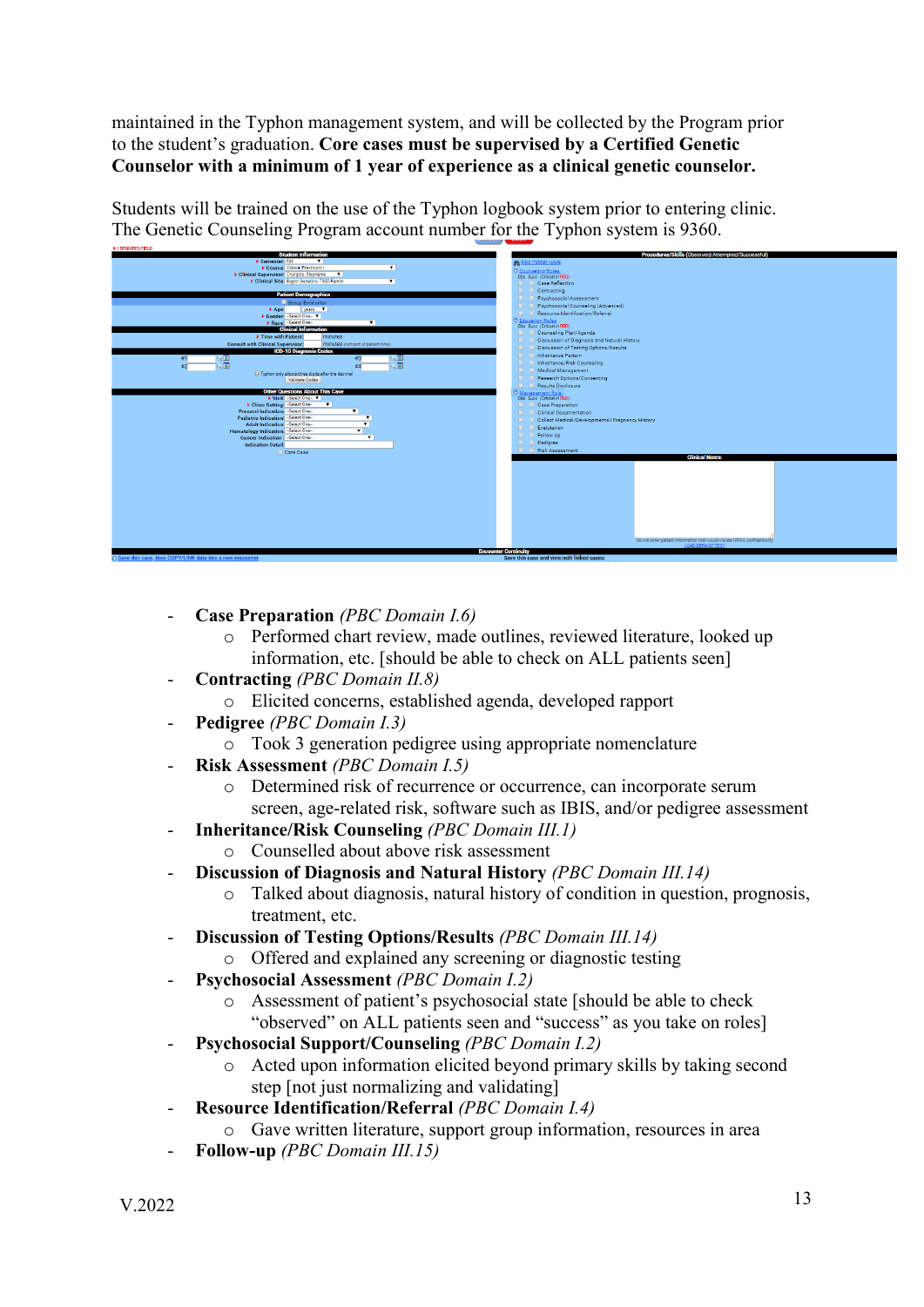maintained in the Typhon management system, and will be collected by the Program prior to the student's graduation. **Core cases must be supervised by a Certified Genetic Counselor with a minimum of 1 year of experience as a clinical genetic counselor.**

Students will be trained on the use of the Typhon logbook system prior to entering clinic. The Genetic Counseling Program account number for the Typhon system is 9360.

- **Case Preparation** *(PBC Domain I.6)*
  - Performed chart review, made outlines, reviewed literature, looked up information, etc. [should be able to check on ALL patients seen]
- **Contracting** *(PBC Domain II.8)*
  - Elicited concerns, established agenda, developed rapport
- **Pedigree** *(PBC Domain I.3)*
  - Took 3 generation pedigree using appropriate nomenclature
- **Risk Assessment** *(PBC Domain I.5)*
  - Determined risk of recurrence or occurrence, can incorporate serum screen, age-related risk, software such as IBIS, and/or pedigree assessment
- **Inheritance/Risk Counseling** *(PBC Domain III.1)*
  - Counselled about above risk assessment
- **Discussion of Diagnosis and Natural History** *(PBC Domain III.14)*
  - Talked about diagnosis, natural history of condition in question, prognosis, treatment, etc.
- **Discussion of Testing Options/Results** *(PBC Domain III.14)*
  - Offered and explained any screening or diagnostic testing
- **Psychosocial Assessment** *(PBC Domain I.2)*
  - Assessment of patient's psychosocial state [should be able to check "observed" on ALL patients seen and "success" as you take on roles]
- **Psychosocial Support/Counseling** *(PBC Domain I.2)*
  - Acted upon information elicited beyond primary skills by taking second step [not just normalizing and validating]
- **Resource Identification/Referral** *(PBC Domain I.4)*
  - Gave written literature, support group information, resources in area
- **Follow-up** *(PBC Domain III.15)*

V.2022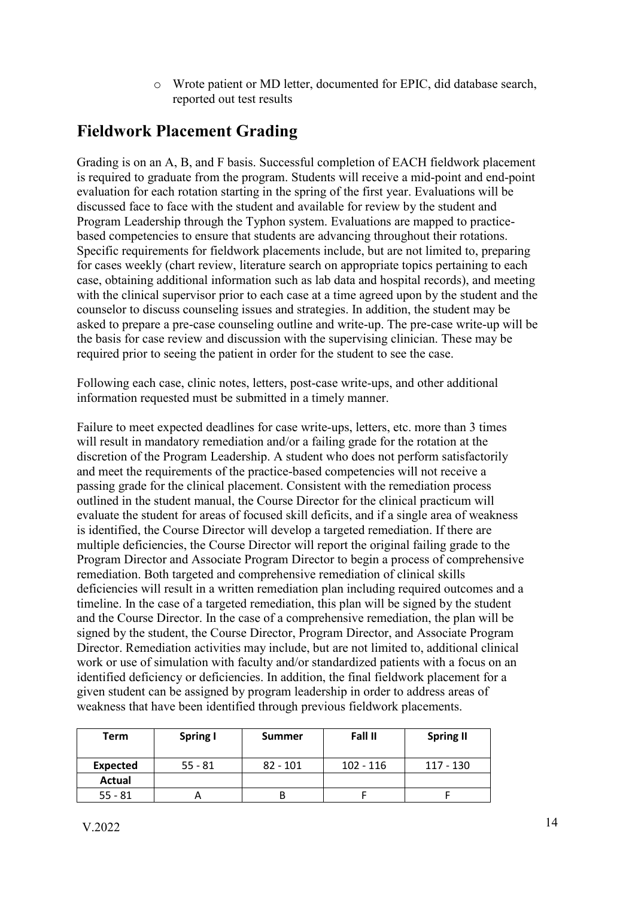- Wrote patient or MD letter, documented for EPIC, did database search, reported out test results

## Fieldwork Placement Grading

Grading is on an A, B, and F basis. Successful completion of EACH fieldwork placement is required to graduate from the program. Students will receive a mid-point and end-point evaluation for each rotation starting in the spring of the first year. Evaluations will be discussed face to face with the student and available for review by the student and Program Leadership through the Typhon system. Evaluations are mapped to practice-based competencies to ensure that students are advancing throughout their rotations. Specific requirements for fieldwork placements include, but are not limited to, preparing for cases weekly (chart review, literature search on appropriate topics pertaining to each case, obtaining additional information such as lab data and hospital records), and meeting with the clinical supervisor prior to each case at a time agreed upon by the student and the counselor to discuss counseling issues and strategies. In addition, the student may be asked to prepare a pre-case counseling outline and write-up. The pre-case write-up will be the basis for case review and discussion with the supervising clinician. These may be required prior to seeing the patient in order for the student to see the case.

Following each case, clinic notes, letters, post-case write-ups, and other additional information requested must be submitted in a timely manner.

Failure to meet expected deadlines for case write-ups, letters, etc. more than 3 times will result in mandatory remediation and/or a failing grade for the rotation at the discretion of the Program Leadership. A student who does not perform satisfactorily and meet the requirements of the practice-based competencies will not receive a passing grade for the clinical placement. Consistent with the remediation process outlined in the student manual, the Course Director for the clinical practicum will evaluate the student for areas of focused skill deficits, and if a single area of weakness is identified, the Course Director will develop a targeted remediation. If there are multiple deficiencies, the Course Director will report the original failing grade to the Program Director and Associate Program Director to begin a process of comprehensive remediation. Both targeted and comprehensive remediation of clinical skills deficiencies will result in a written remediation plan including required outcomes and a timeline. In the case of a targeted remediation, this plan will be signed by the student and the Course Director. In the case of a comprehensive remediation, the plan will be signed by the student, the Course Director, Program Director, and Associate Program Director. Remediation activities may include, but are not limited to, additional clinical work or use of simulation with faculty and/or standardized patients with a focus on an identified deficiency or deficiencies. In addition, the final fieldwork placement for a given student can be assigned by program leadership in order to address areas of weakness that have been identified through previous fieldwork placements.

| Term | Spring I | Summer | Fall II | Spring II |
|---|---|---|---|---|
| **Expected** | 55 - 81 | 82 - 101 | 102 - 116 | 117 - 130 |
| **Actual** | | | | |
| 55 - 81 | A | B | F | F |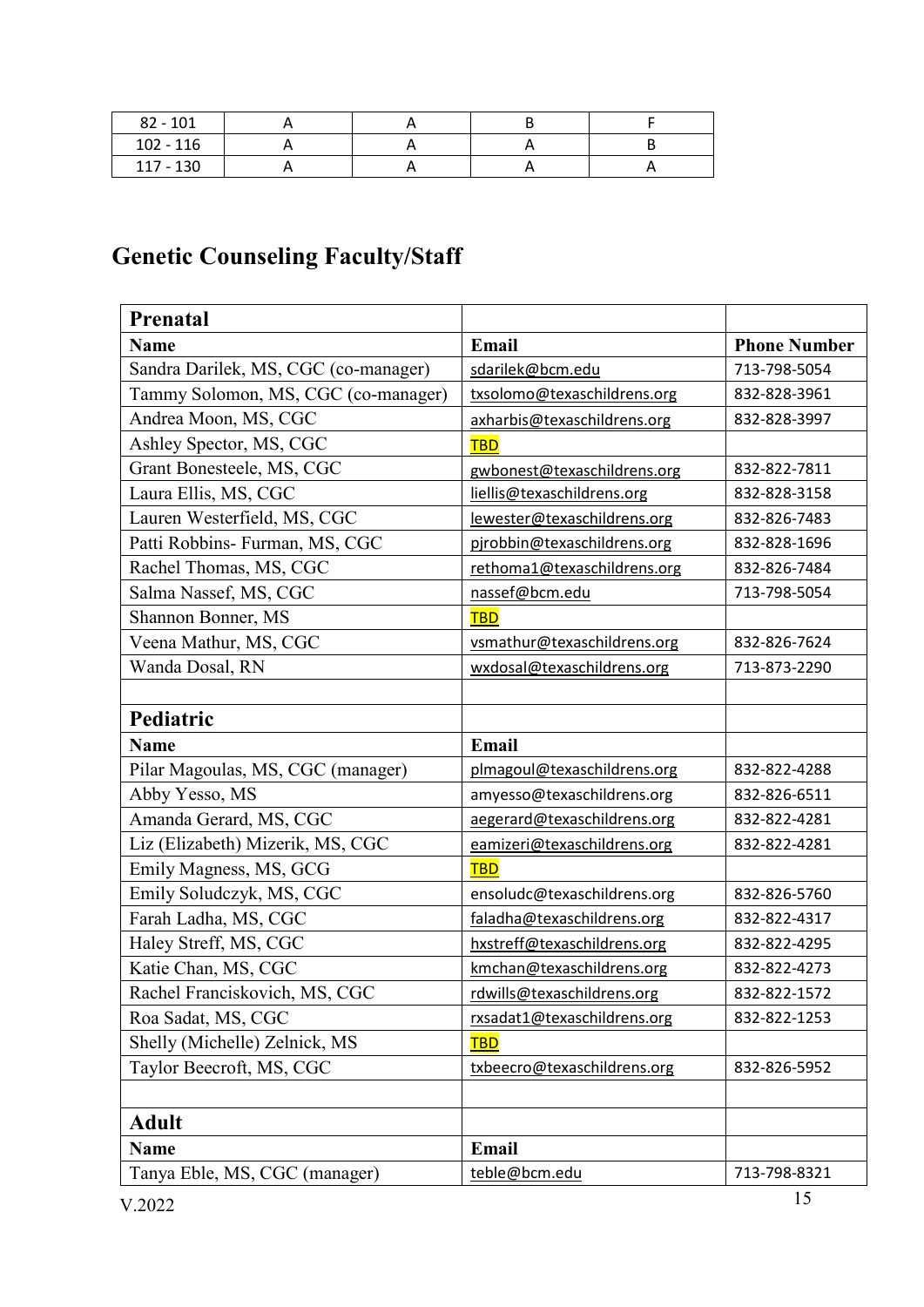| 82 - 101 | A | A | B | F |
|---|---|---|---|---|
| 102 - 116 | A | A | A | B |
| 117 - 130 | A | A | A | A |

## Genetic Counseling Faculty/Staff

| **Prenatal** | | |
|---|---|---|
| **Name** | **Email** | **Phone Number** |
| Sandra Darilek, MS, CGC (co-manager) | sdarilek@bcm.edu | 713-798-5054 |
| Tammy Solomon, MS, CGC (co-manager) | txsolomo@texaschildrens.org | 832-828-3961 |
| Andrea Moon, MS, CGC | axharbis@texaschildrens.org | 832-828-3997 |
| Ashley Spector, MS, CGC | TBD | |
| Grant Bonesteele, MS, CGC | gwbonest@texaschildrens.org | 832-822-7811 |
| Laura Ellis, MS, CGC | liellis@texaschildrens.org | 832-828-3158 |
| Lauren Westerfield, MS, CGC | lewester@texaschildrens.org | 832-826-7483 |
| Patti Robbins- Furman, MS, CGC | pjrobbin@texaschildrens.org | 832-828-1696 |
| Rachel Thomas, MS, CGC | rethoma1@texaschildrens.org | 832-826-7484 |
| Salma Nassef, MS, CGC | nassef@bcm.edu | 713-798-5054 |
| Shannon Bonner, MS | TBD | |
| Veena Mathur, MS, CGC | vsmathur@texaschildrens.org | 832-826-7624 |
| Wanda Dosal, RN | wxdosal@texaschildrens.org | 713-873-2290 |
| | | |
| **Pediatric** | | |
| **Name** | **Email** | |
| Pilar Magoulas, MS, CGC (manager) | plmagoul@texaschildrens.org | 832-822-4288 |
| Abby Yesso, MS | amyesso@texaschildrens.org | 832-826-6511 |
| Amanda Gerard, MS, CGC | aegerard@texaschildrens.org | 832-822-4281 |
| Liz (Elizabeth) Mizerik, MS, CGC | eamizeri@texaschildrens.org | 832-822-4281 |
| Emily Magness, MS, GCG | TBD | |
| Emily Soludczyk, MS, CGC | ensoludc@texaschildrens.org | 832-826-5760 |
| Farah Ladha, MS, CGC | faladha@texaschildrens.org | 832-822-4317 |
| Haley Streff, MS, CGC | hxstreff@texaschildrens.org | 832-822-4295 |
| Katie Chan, MS, CGC | kmchan@texaschildrens.org | 832-822-4273 |
| Rachel Franciskovich, MS, CGC | rdwills@texaschildrens.org | 832-822-1572 |
| Roa Sadat, MS, CGC | rxsadat1@texaschildrens.org | 832-822-1253 |
| Shelly (Michelle) Zelnick, MS | TBD | |
| Taylor Beecroft, MS, CGC | txbeecro@texaschildrens.org | 832-826-5952 |
| | | |
| **Adult** | | |
| **Name** | **Email** | |
| Tanya Eble, MS, CGC (manager) | teble@bcm.edu | 713-798-8321 |

V.2022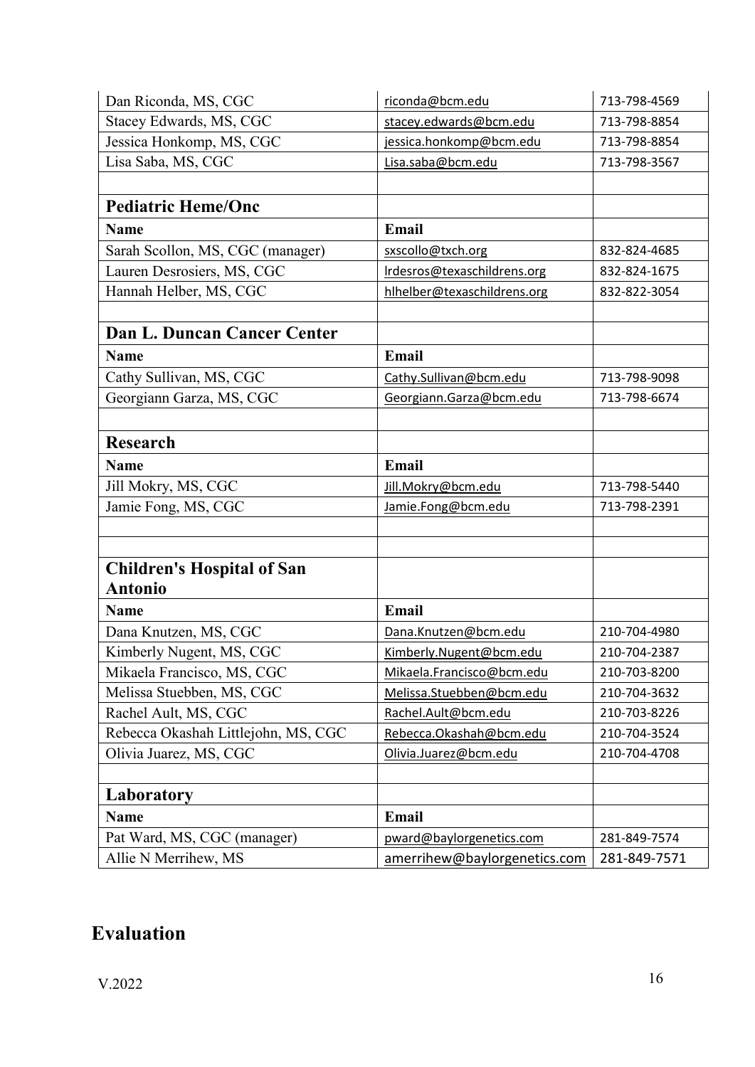| | | |
|---|---|---|
| Dan Riconda, MS, CGC | riconda@bcm.edu | 713-798-4569 |
| Stacey Edwards, MS, CGC | stacey.edwards@bcm.edu | 713-798-8854 |
| Jessica Honkomp, MS, CGC | jessica.honkomp@bcm.edu | 713-798-8854 |
| Lisa Saba, MS, CGC | Lisa.saba@bcm.edu | 713-798-3567 |
| | | |
| **Pediatric Heme/Onc** | | |
| **Name** | **Email** | |
| Sarah Scollon, MS, CGC (manager) | sxscollo@txch.org | 832-824-4685 |
| Lauren Desrosiers, MS, CGC | lrdesros@texaschildrens.org | 832-824-1675 |
| Hannah Helber, MS, CGC | hlhelber@texaschildrens.org | 832-822-3054 |
| | | |
| **Dan L. Duncan Cancer Center** | | |
| **Name** | **Email** | |
| Cathy Sullivan, MS, CGC | Cathy.Sullivan@bcm.edu | 713-798-9098 |
| Georgiann Garza, MS, CGC | Georgiann.Garza@bcm.edu | 713-798-6674 |
| | | |
| **Research** | | |
| **Name** | **Email** | |
| Jill Mokry, MS, CGC | Jill.Mokry@bcm.edu | 713-798-5440 |
| Jamie Fong, MS, CGC | Jamie.Fong@bcm.edu | 713-798-2391 |
| | | |
| | | |
| **Children's Hospital of San Antonio** | | |
| **Name** | **Email** | |
| Dana Knutzen, MS, CGC | Dana.Knutzen@bcm.edu | 210-704-4980 |
| Kimberly Nugent, MS, CGC | Kimberly.Nugent@bcm.edu | 210-704-2387 |
| Mikaela Francisco, MS, CGC | Mikaela.Francisco@bcm.edu | 210-703-8200 |
| Melissa Stuebben, MS, CGC | Melissa.Stuebben@bcm.edu | 210-704-3632 |
| Rachel Ault, MS, CGC | Rachel.Ault@bcm.edu | 210-703-8226 |
| Rebecca Okashah Littlejohn, MS, CGC | Rebecca.Okashah@bcm.edu | 210-704-3524 |
| Olivia Juarez, MS, CGC | Olivia.Juarez@bcm.edu | 210-704-4708 |
| | | |
| **Laboratory** | | |
| **Name** | **Email** | |
| Pat Ward, MS, CGC (manager) | pward@baylorgenetics.com | 281-849-7574 |
| Allie N Merrihew, MS | amerrihew@baylorgenetics.com | 281-849-7571 |

## Evaluation

V.2022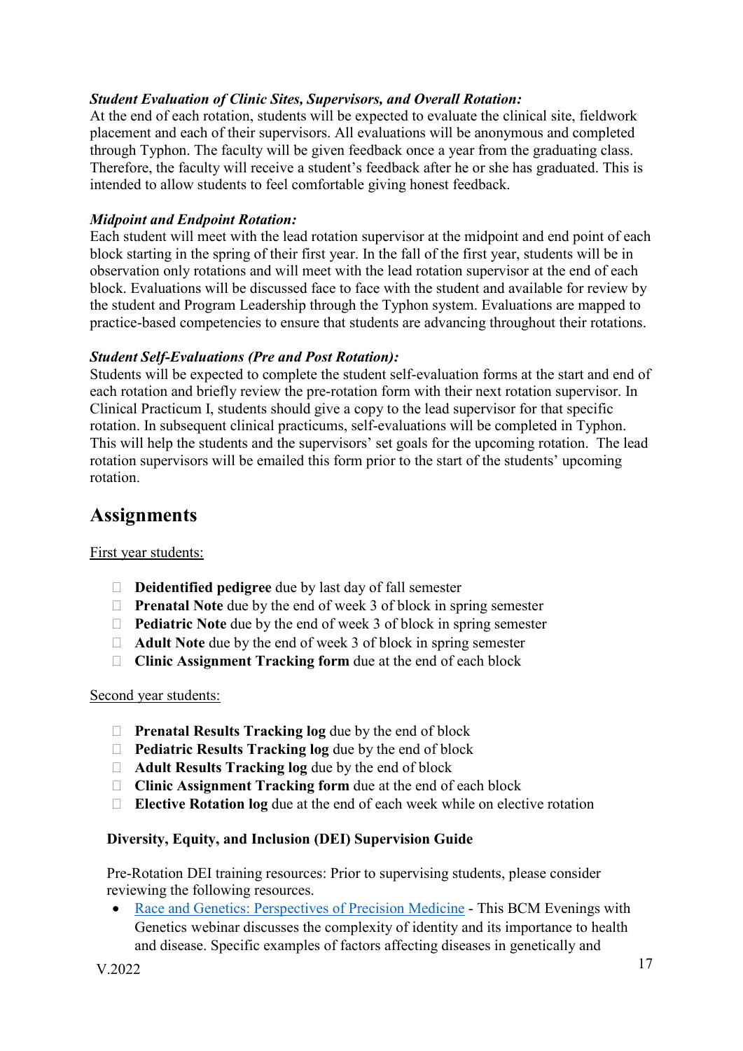***Student Evaluation of Clinic Sites, Supervisors, and Overall Rotation:***
At the end of each rotation, students will be expected to evaluate the clinical site, fieldwork placement and each of their supervisors. All evaluations will be anonymous and completed through Typhon. The faculty will be given feedback once a year from the graduating class. Therefore, the faculty will receive a student's feedback after he or she has graduated. This is intended to allow students to feel comfortable giving honest feedback.

***Midpoint and Endpoint Rotation:***
Each student will meet with the lead rotation supervisor at the midpoint and end point of each block starting in the spring of their first year. In the fall of the first year, students will be in observation only rotations and will meet with the lead rotation supervisor at the end of each block. Evaluations will be discussed face to face with the student and available for review by the student and Program Leadership through the Typhon system. Evaluations are mapped to practice-based competencies to ensure that students are advancing throughout their rotations.

***Student Self-Evaluations (Pre and Post Rotation):***
Students will be expected to complete the student self-evaluation forms at the start and end of each rotation and briefly review the pre-rotation form with their next rotation supervisor. In Clinical Practicum I, students should give a copy to the lead supervisor for that specific rotation. In subsequent clinical practicums, self-evaluations will be completed in Typhon. This will help the students and the supervisors' set goals for the upcoming rotation. The lead rotation supervisors will be emailed this form prior to the start of the students' upcoming rotation.

# Assignments

First year students:

- **Deidentified pedigree** due by last day of fall semester
- **Prenatal Note** due by the end of week 3 of block in spring semester
- **Pediatric Note** due by the end of week 3 of block in spring semester
- **Adult Note** due by the end of week 3 of block in spring semester
- **Clinic Assignment Tracking form** due at the end of each block

Second year students:

- **Prenatal Results Tracking log** due by the end of block
- **Pediatric Results Tracking log** due by the end of block
- **Adult Results Tracking log** due by the end of block
- **Clinic Assignment Tracking form** due at the end of each block
- **Elective Rotation log** due at the end of each week while on elective rotation

**Diversity, Equity, and Inclusion (DEI) Supervision Guide**

Pre-Rotation DEI training resources: Prior to supervising students, please consider reviewing the following resources.

- Race and Genetics: Perspectives of Precision Medicine - This BCM Evenings with Genetics webinar discusses the complexity of identity and its importance to health and disease. Specific examples of factors affecting diseases in genetically and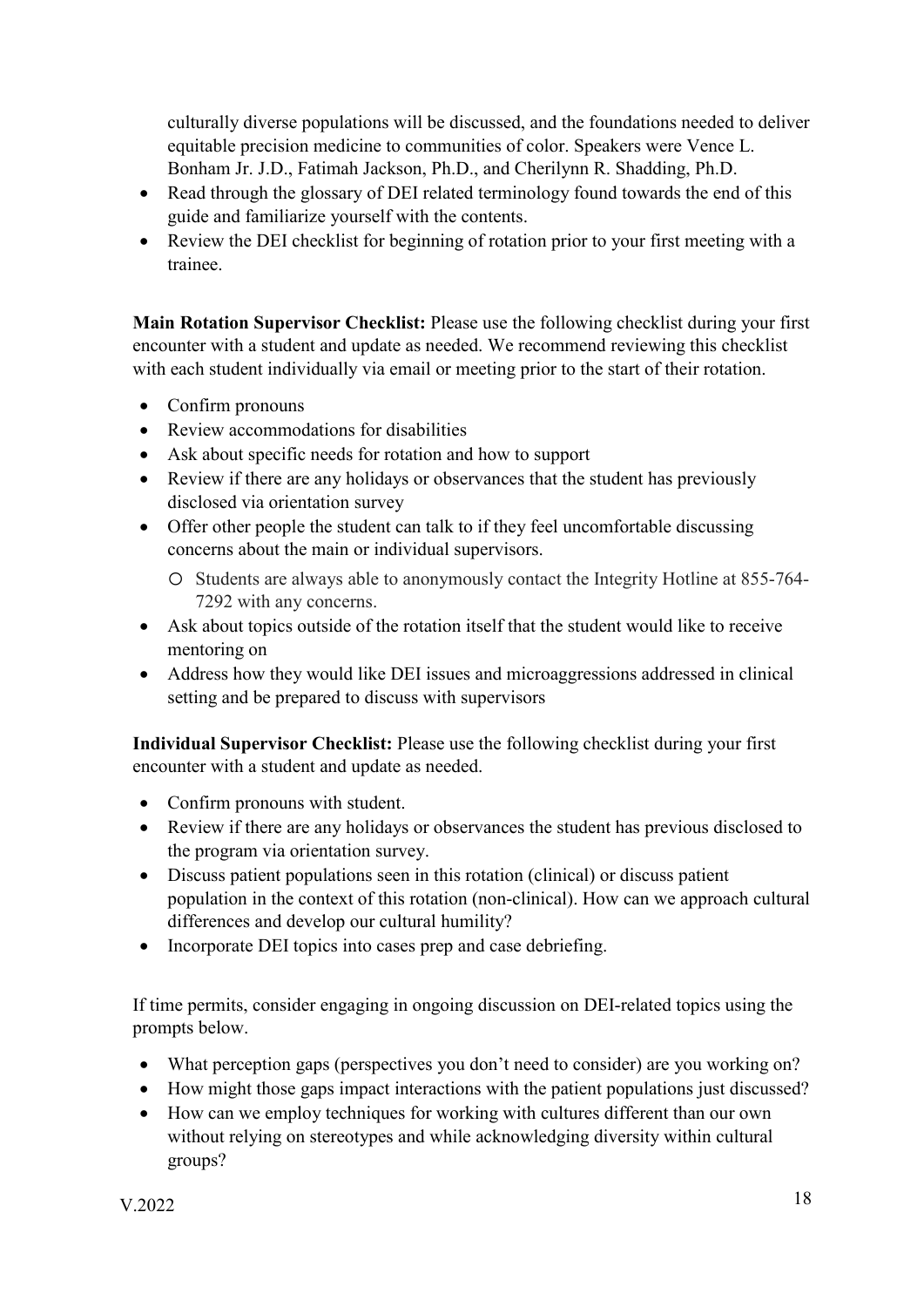culturally diverse populations will be discussed, and the foundations needed to deliver equitable precision medicine to communities of color. Speakers were Vence L. Bonham Jr. J.D., Fatimah Jackson, Ph.D., and Cherilynn R. Shadding, Ph.D.

- Read through the glossary of DEI related terminology found towards the end of this guide and familiarize yourself with the contents.
- Review the DEI checklist for beginning of rotation prior to your first meeting with a trainee.

**Main Rotation Supervisor Checklist:** Please use the following checklist during your first encounter with a student and update as needed. We recommend reviewing this checklist with each student individually via email or meeting prior to the start of their rotation.

- Confirm pronouns
- Review accommodations for disabilities
- Ask about specific needs for rotation and how to support
- Review if there are any holidays or observances that the student has previously disclosed via orientation survey
- Offer other people the student can talk to if they feel uncomfortable discussing concerns about the main or individual supervisors.
    - Students are always able to anonymously contact the Integrity Hotline at 855-764-7292 with any concerns.
- Ask about topics outside of the rotation itself that the student would like to receive mentoring on
- Address how they would like DEI issues and microaggressions addressed in clinical setting and be prepared to discuss with supervisors

**Individual Supervisor Checklist:** Please use the following checklist during your first encounter with a student and update as needed.

- Confirm pronouns with student.
- Review if there are any holidays or observances the student has previous disclosed to the program via orientation survey.
- Discuss patient populations seen in this rotation (clinical) or discuss patient population in the context of this rotation (non-clinical). How can we approach cultural differences and develop our cultural humility?
- Incorporate DEI topics into cases prep and case debriefing.

If time permits, consider engaging in ongoing discussion on DEI-related topics using the prompts below.

- What perception gaps (perspectives you don't need to consider) are you working on?
- How might those gaps impact interactions with the patient populations just discussed?
- How can we employ techniques for working with cultures different than our own without relying on stereotypes and while acknowledging diversity within cultural groups?

V.2022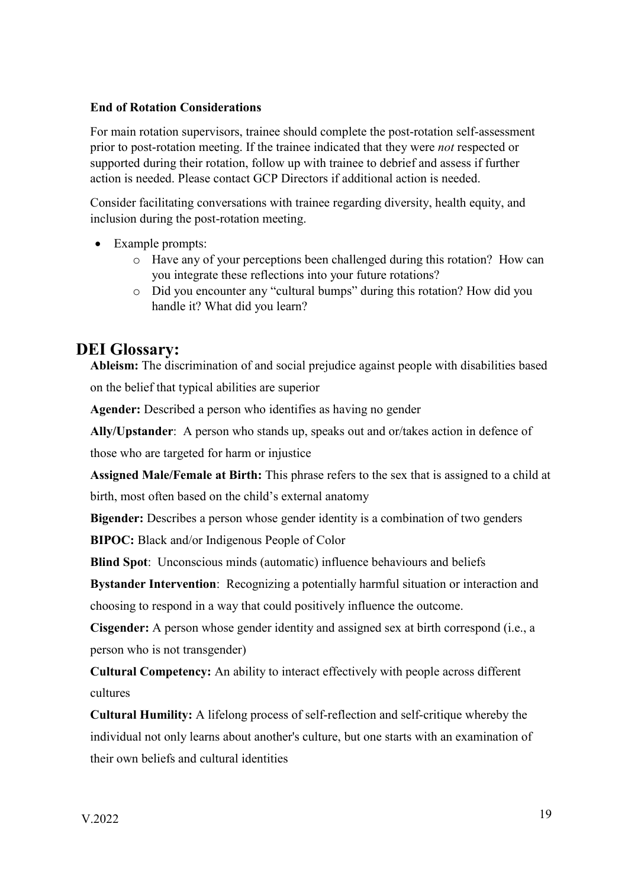**End of Rotation Considerations**

For main rotation supervisors, trainee should complete the post-rotation self-assessment prior to post-rotation meeting. If the trainee indicated that they were *not* respected or supported during their rotation, follow up with trainee to debrief and assess if further action is needed. Please contact GCP Directors if additional action is needed.

Consider facilitating conversations with trainee regarding diversity, health equity, and inclusion during the post-rotation meeting.

- Example prompts:
  - Have any of your perceptions been challenged during this rotation? How can you integrate these reflections into your future rotations?
  - Did you encounter any "cultural bumps" during this rotation? How did you handle it? What did you learn?

## DEI Glossary:

**Ableism:** The discrimination of and social prejudice against people with disabilities based on the belief that typical abilities are superior

**Agender:** Described a person who identifies as having no gender

**Ally/Upstander**: A person who stands up, speaks out and or/takes action in defence of those who are targeted for harm or injustice

**Assigned Male/Female at Birth:** This phrase refers to the sex that is assigned to a child at birth, most often based on the child's external anatomy

**Bigender:** Describes a person whose gender identity is a combination of two genders

**BIPOC:** Black and/or Indigenous People of Color

**Blind Spot**: Unconscious minds (automatic) influence behaviours and beliefs

**Bystander Intervention**: Recognizing a potentially harmful situation or interaction and choosing to respond in a way that could positively influence the outcome.

**Cisgender:** A person whose gender identity and assigned sex at birth correspond (i.e., a person who is not transgender)

**Cultural Competency:** An ability to interact effectively with people across different cultures

**Cultural Humility:** A lifelong process of self-reflection and self-critique whereby the individual not only learns about another's culture, but one starts with an examination of their own beliefs and cultural identities

V.2022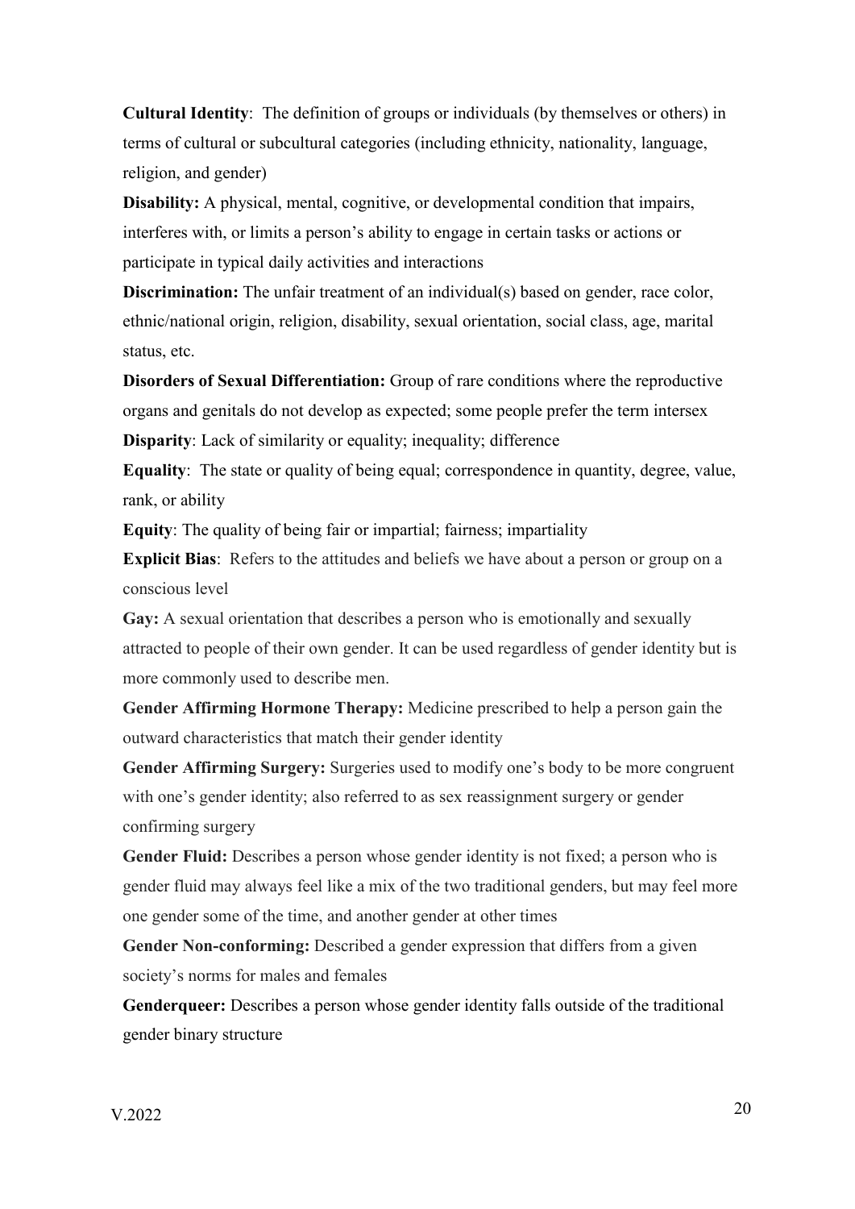**Cultural Identity**: The definition of groups or individuals (by themselves or others) in terms of cultural or subcultural categories (including ethnicity, nationality, language, religion, and gender)

**Disability:** A physical, mental, cognitive, or developmental condition that impairs, interferes with, or limits a person's ability to engage in certain tasks or actions or participate in typical daily activities and interactions

**Discrimination:** The unfair treatment of an individual(s) based on gender, race color, ethnic/national origin, religion, disability, sexual orientation, social class, age, marital status, etc.

**Disorders of Sexual Differentiation:** Group of rare conditions where the reproductive organs and genitals do not develop as expected; some people prefer the term intersex

**Disparity**: Lack of similarity or equality; inequality; difference

**Equality**: The state or quality of being equal; correspondence in quantity, degree, value, rank, or ability

**Equity**: The quality of being fair or impartial; fairness; impartiality

**Explicit Bias**: Refers to the attitudes and beliefs we have about a person or group on a conscious level

**Gay:** A sexual orientation that describes a person who is emotionally and sexually attracted to people of their own gender. It can be used regardless of gender identity but is more commonly used to describe men.

**Gender Affirming Hormone Therapy:** Medicine prescribed to help a person gain the outward characteristics that match their gender identity

**Gender Affirming Surgery:** Surgeries used to modify one's body to be more congruent with one's gender identity; also referred to as sex reassignment surgery or gender confirming surgery

**Gender Fluid:** Describes a person whose gender identity is not fixed; a person who is gender fluid may always feel like a mix of the two traditional genders, but may feel more one gender some of the time, and another gender at other times

**Gender Non-conforming:** Described a gender expression that differs from a given society's norms for males and females

**Genderqueer:** Describes a person whose gender identity falls outside of the traditional gender binary structure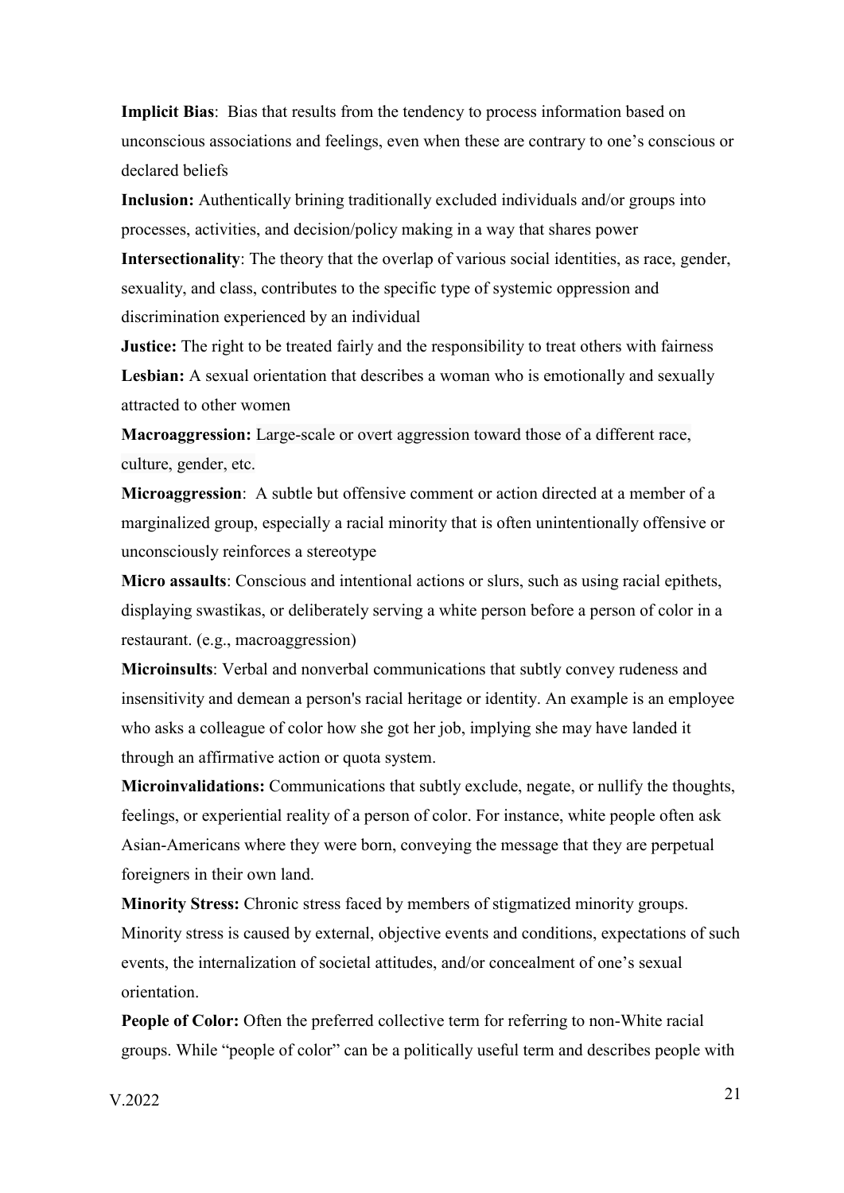**Implicit Bias**: Bias that results from the tendency to process information based on unconscious associations and feelings, even when these are contrary to one's conscious or declared beliefs

**Inclusion:** Authentically brining traditionally excluded individuals and/or groups into processes, activities, and decision/policy making in a way that shares power

**Intersectionality**: The theory that the overlap of various social identities, as race, gender, sexuality, and class, contributes to the specific type of systemic oppression and discrimination experienced by an individual

**Justice:** The right to be treated fairly and the responsibility to treat others with fairness

**Lesbian:** A sexual orientation that describes a woman who is emotionally and sexually attracted to other women

**Macroaggression:** Large-scale or overt aggression toward those of a different race, culture, gender, etc.

**Microaggression**: A subtle but offensive comment or action directed at a member of a marginalized group, especially a racial minority that is often unintentionally offensive or unconsciously reinforces a stereotype

**Micro assaults**: Conscious and intentional actions or slurs, such as using racial epithets, displaying swastikas, or deliberately serving a white person before a person of color in a restaurant. (e.g., macroaggression)

**Microinsults**: Verbal and nonverbal communications that subtly convey rudeness and insensitivity and demean a person's racial heritage or identity. An example is an employee who asks a colleague of color how she got her job, implying she may have landed it through an affirmative action or quota system.

**Microinvalidations:** Communications that subtly exclude, negate, or nullify the thoughts, feelings, or experiential reality of a person of color. For instance, white people often ask Asian-Americans where they were born, conveying the message that they are perpetual foreigners in their own land.

**Minority Stress:** Chronic stress faced by members of stigmatized minority groups. Minority stress is caused by external, objective events and conditions, expectations of such events, the internalization of societal attitudes, and/or concealment of one's sexual orientation.

**People of Color:** Often the preferred collective term for referring to non-White racial groups. While "people of color" can be a politically useful term and describes people with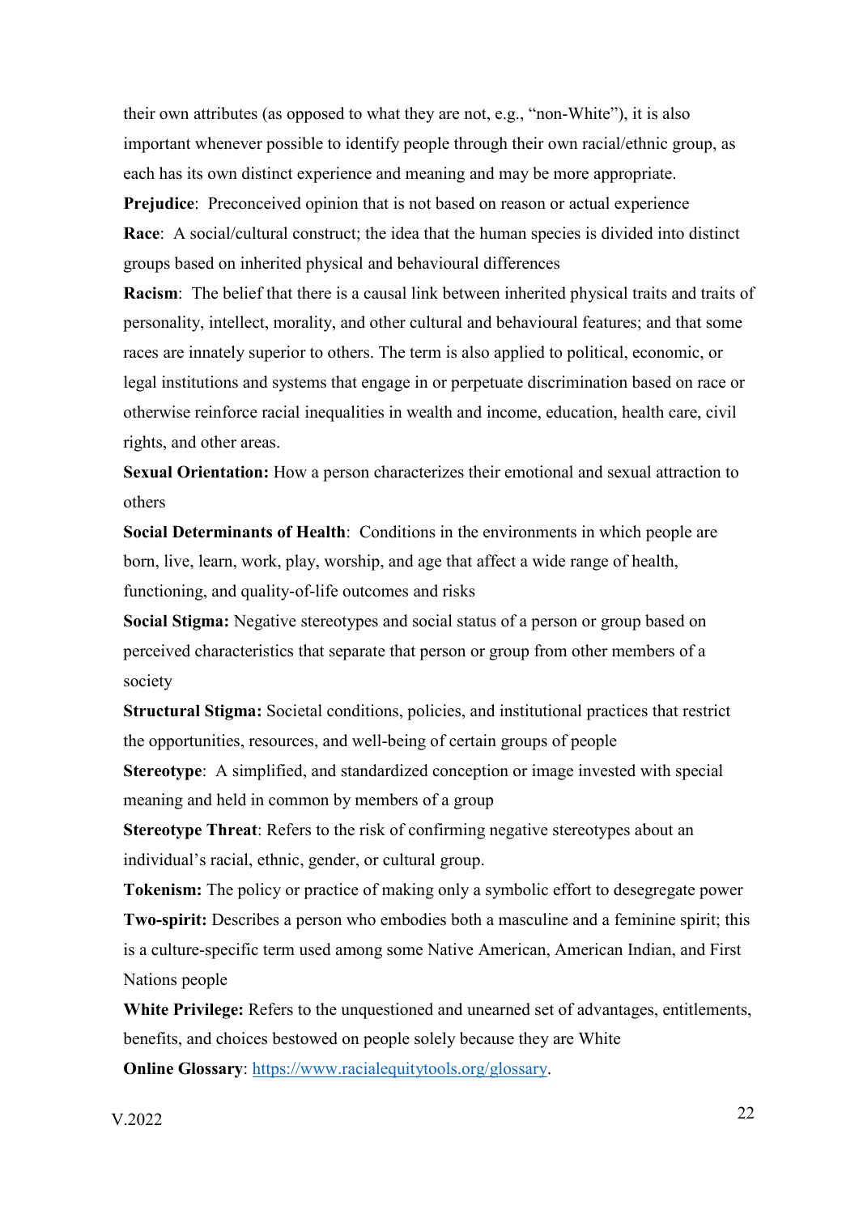their own attributes (as opposed to what they are not, e.g., "non-White"), it is also important whenever possible to identify people through their own racial/ethnic group, as each has its own distinct experience and meaning and may be more appropriate.

**Prejudice**: Preconceived opinion that is not based on reason or actual experience

**Race**: A social/cultural construct; the idea that the human species is divided into distinct groups based on inherited physical and behavioural differences

**Racism**: The belief that there is a causal link between inherited physical traits and traits of personality, intellect, morality, and other cultural and behavioural features; and that some races are innately superior to others. The term is also applied to political, economic, or legal institutions and systems that engage in or perpetuate discrimination based on race or otherwise reinforce racial inequalities in wealth and income, education, health care, civil rights, and other areas.

**Sexual Orientation:** How a person characterizes their emotional and sexual attraction to others

**Social Determinants of Health**: Conditions in the environments in which people are born, live, learn, work, play, worship, and age that affect a wide range of health, functioning, and quality-of-life outcomes and risks

**Social Stigma:** Negative stereotypes and social status of a person or group based on perceived characteristics that separate that person or group from other members of a society

**Structural Stigma:** Societal conditions, policies, and institutional practices that restrict the opportunities, resources, and well-being of certain groups of people

**Stereotype**: A simplified, and standardized conception or image invested with special meaning and held in common by members of a group

**Stereotype Threat**: Refers to the risk of confirming negative stereotypes about an individual's racial, ethnic, gender, or cultural group.

**Tokenism:** The policy or practice of making only a symbolic effort to desegregate power

**Two-spirit:** Describes a person who embodies both a masculine and a feminine spirit; this is a culture-specific term used among some Native American, American Indian, and First Nations people

**White Privilege:** Refers to the unquestioned and unearned set of advantages, entitlements, benefits, and choices bestowed on people solely because they are White

**Online Glossary**: [https://www.racialequitytools.org/glossary](https://www.racialequitytools.org/glossary).

V.2022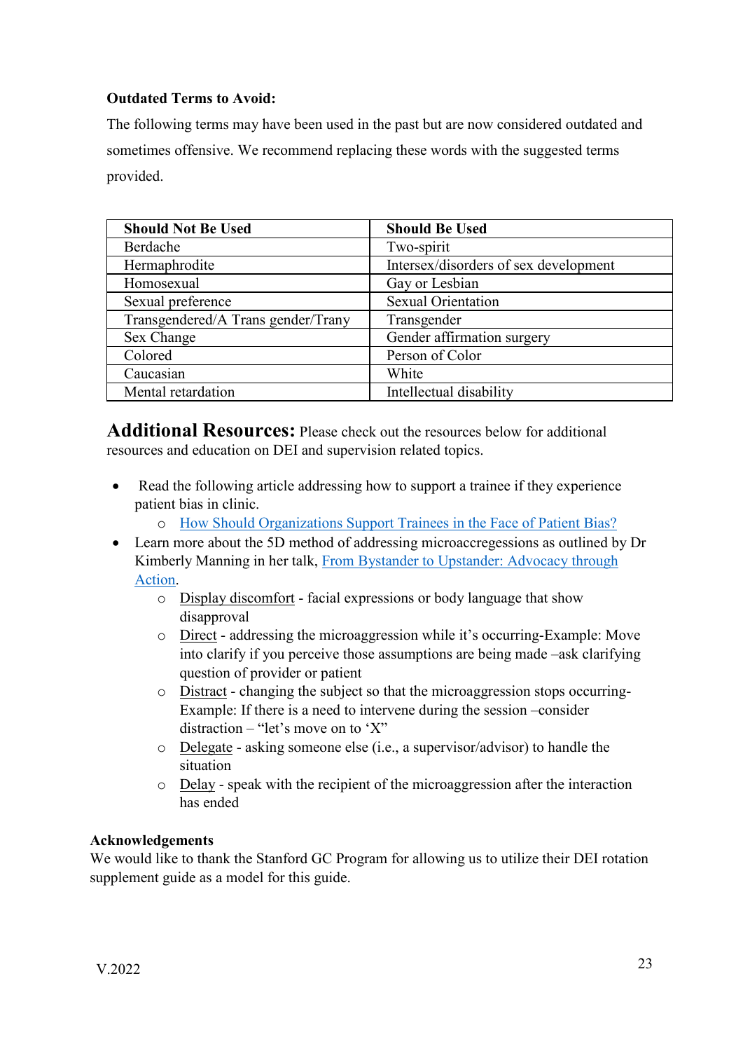**Outdated Terms to Avoid:**

The following terms may have been used in the past but are now considered outdated and sometimes offensive. We recommend replacing these words with the suggested terms provided.

| Should Not Be Used | Should Be Used |
| --- | --- |
| Berdache | Two-spirit |
| Hermaphrodite | Intersex/disorders of sex development |
| Homosexual | Gay or Lesbian |
| Sexual preference | Sexual Orientation |
| Transgendered/A Trans gender/Trany | Transgender |
| Sex Change | Gender affirmation surgery |
| Colored | Person of Color |
| Caucasian | White |
| Mental retardation | Intellectual disability |

## Additional Resources:

Please check out the resources below for additional resources and education on DEI and supervision related topics.

- Read the following article addressing how to support a trainee if they experience patient bias in clinic.
  - How Should Organizations Support Trainees in the Face of Patient Bias?
- Learn more about the 5D method of addressing microaccregessions as outlined by Dr Kimberly Manning in her talk, From Bystander to Upstander: Advocacy through Action.
  - Display discomfort - facial expressions or body language that show disapproval
  - Direct - addressing the microaggression while it's occurring-Example: Move into clarify if you perceive those assumptions are being made –ask clarifying question of provider or patient
  - Distract - changing the subject so that the microaggression stops occurring-Example: If there is a need to intervene during the session –consider distraction – "let's move on to 'X"
  - Delegate - asking someone else (i.e., a supervisor/advisor) to handle the situation
  - Delay - speak with the recipient of the microaggression after the interaction has ended

**Acknowledgements**

We would like to thank the Stanford GC Program for allowing us to utilize their DEI rotation supplement guide as a model for this guide.

V.2022